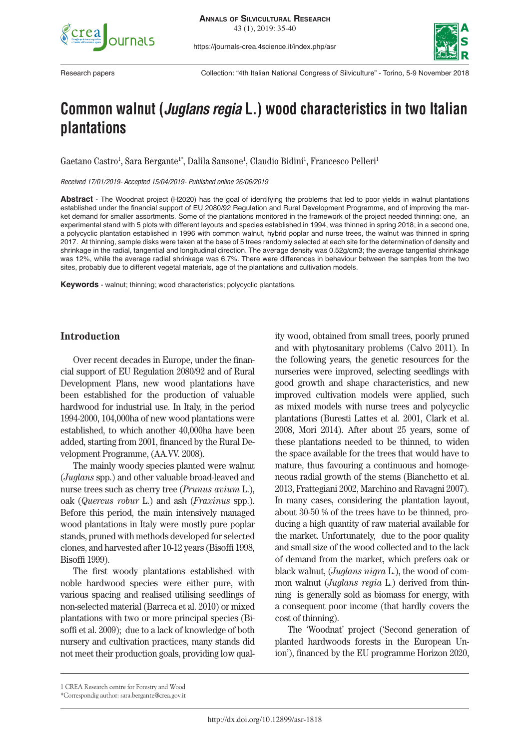Research papers

Collection: "4th Italian National Congress of Silviculture" - Torino, 5-9 November 2018

# Common walnut (*Juglans regia* L.) wood characteristics in two Italian plantations

Gaetano Castro[1], Sara Bergante[1*], Dalila Sansone[1], Claudio Bidini[1], Francesco Pelleri[1]

*Received 17/01/2019- Accepted 15/04/2019- Published online 26/06/2019*

**Abstract** - The Woodnat project (H2020) has the goal of identifying the problems that led to poor yields in walnut plantations established under the financial support of EU 2080/92 Regulation and Rural Development Programme, and of improving the market demand for smaller assortments. Some of the plantations monitored in the framework of the project needed thinning: one, an experimental stand with 5 plots with different layouts and species established in 1994, was thinned in spring 2018; in a second one, a polycyclic plantation established in 1996 with common walnut, hybrid poplar and nurse trees, the walnut was thinned in spring 2017. At thinning, sample disks were taken at the base of 5 trees randomly selected at each site for the determination of density and shrinkage in the radial, tangential and longitudinal direction. The average density was 0.52g/cm3; the average tangential shrinkage was 12%, while the average radial shrinkage was 6.7%. There were differences in behaviour between the samples from the two sites, probably due to different vegetal materials, age of the plantations and cultivation models.

**Keywords** - walnut; thinning; wood characteristics; polycyclic plantations.

## Introduction

Over recent decades in Europe, under the financial support of EU Regulation 2080/92 and of Rural Development Plans, new wood plantations have been established for the production of valuable hardwood for industrial use. In Italy, in the period 1994-2000, 104,000ha of new wood plantations were established, to which another 40,000ha have been added, starting from 2001, financed by the Rural Development Programme, (AA.VV. 2008).

The mainly woody species planted were walnut (*Juglans* spp.) and other valuable broad-leaved and nurse trees such as cherry tree (*Prunus avium* L.), oak (*Quercus robur* L.) and ash (*Fraxinus* spp.). Before this period, the main intensively managed wood plantations in Italy were mostly pure poplar stands, pruned with methods developed for selected clones, and harvested after 10-12 years (Bisoffi 1998, Bisoffi 1999).

The first woody plantations established with noble hardwood species were either pure, with various spacing and realised utilising seedlings of non-selected material (Barreca et al. 2010) or mixed plantations with two or more principal species (Bisoffi et al. 2009); due to a lack of knowledge of both nursery and cultivation practices, many stands did not meet their production goals, providing low quality wood, obtained from small trees, poorly pruned and with phytosanitary problems (Calvo 2011). In the following years, the genetic resources for the nurseries were improved, selecting seedlings with good growth and shape characteristics, and new improved cultivation models were applied, such as mixed models with nurse trees and polycyclic plantations (Buresti Lattes et al. 2001, Clark et al. 2008, Mori 2014). After about 25 years, some of these plantations needed to be thinned, to widen the space available for the trees that would have to mature, thus favouring a continuous and homogeneous radial growth of the stems (Bianchetto et al. 2013, Frattegiani 2002, Marchino and Ravagni 2007). In many cases, considering the plantation layout, about 30-50 % of the trees have to be thinned, producing a high quantity of raw material available for the market. Unfortunately, due to the poor quality and small size of the wood collected and to the lack of demand from the market, which prefers oak or black walnut, (*Juglans nigra* L.), the wood of common walnut (*Juglans regia* L.) derived from thinning is generally sold as biomass for energy, with a consequent poor income (that hardly covers the cost of thinning).

The 'Woodnat' project ('Second generation of planted hardwoods forests in the European Union'), financed by the EU programme Horizon 2020,

1 CREA Research centre for Forestry and Wood
*Correspondig author: sara.bergante@crea.gov.it

http://dx.doi.org/10.12899/asr-1818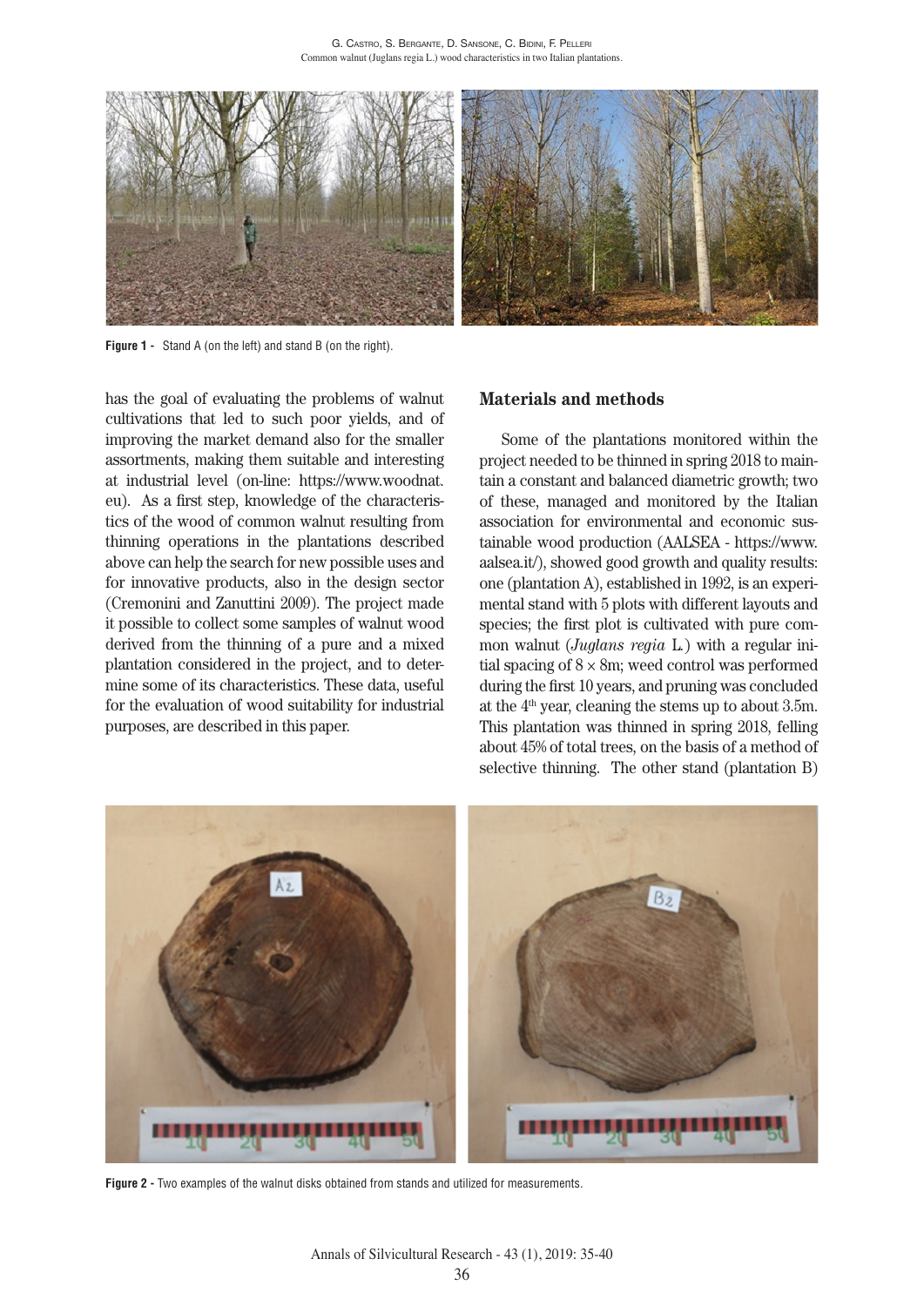Figure 1 - Stand A (on the left) and stand B (on the right).

has the goal of evaluating the problems of walnut cultivations that led to such poor yields, and of improving the market demand also for the smaller assortments, making them suitable and interesting at industrial level (on-line: https://www.woodnat.eu). As a first step, knowledge of the characteristics of the wood of common walnut resulting from thinning operations in the plantations described above can help the search for new possible uses and for innovative products, also in the design sector (Cremonini and Zanuttini 2009). The project made it possible to collect some samples of walnut wood derived from the thinning of a pure and a mixed plantation considered in the project, and to determine some of its characteristics. These data, useful for the evaluation of wood suitability for industrial purposes, are described in this paper.

## Materials and methods

Some of the plantations monitored within the project needed to be thinned in spring 2018 to maintain a constant and balanced diametric growth; two of these, managed and monitored by the Italian association for environmental and economic sustainable wood production (AALSEA - https://www.aalsea.it/), showed good growth and quality results: one (plantation A), established in 1992, is an experimental stand with 5 plots with different layouts and species; the first plot is cultivated with pure common walnut (*Juglans regia* L.) with a regular initial spacing of 8 × 8m; weed control was performed during the first 10 years, and pruning was concluded at the 4th year, cleaning the stems up to about 3.5m. This plantation was thinned in spring 2018, felling about 45% of total trees, on the basis of a method of selective thinning. The other stand (plantation B)

Figure 2 - Two examples of the walnut disks obtained from stands and utilized for measurements.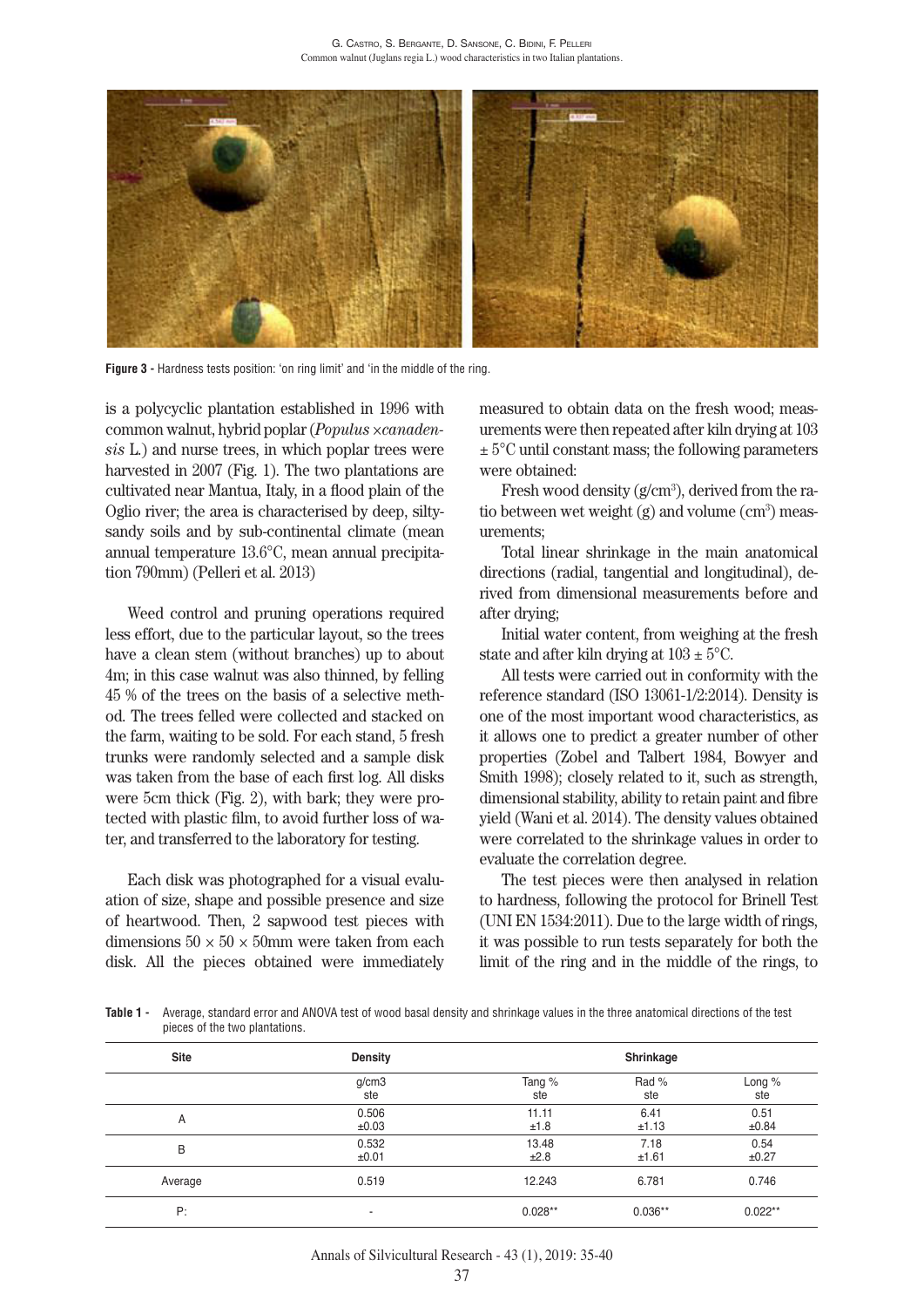Figure 3 - Hardness tests position: 'on ring limit' and 'in the middle of the ring.

is a polycyclic plantation established in 1996 with common walnut, hybrid poplar (*Populus ×canadensis* L.) and nurse trees, in which poplar trees were harvested in 2007 (Fig. 1). The two plantations are cultivated near Mantua, Italy, in a flood plain of the Oglio river; the area is characterised by deep, silty-sandy soils and by sub-continental climate (mean annual temperature 13.6°C, mean annual precipitation 790mm) (Pelleri et al. 2013)

Weed control and pruning operations required less effort, due to the particular layout, so the trees have a clean stem (without branches) up to about 4m; in this case walnut was also thinned, by felling 45 % of the trees on the basis of a selective method. The trees felled were collected and stacked on the farm, waiting to be sold. For each stand, 5 fresh trunks were randomly selected and a sample disk was taken from the base of each first log. All disks were 5cm thick (Fig. 2), with bark; they were protected with plastic film, to avoid further loss of water, and transferred to the laboratory for testing.

Each disk was photographed for a visual evaluation of size, shape and possible presence and size of heartwood. Then, 2 sapwood test pieces with dimensions 50 × 50 × 50mm were taken from each disk. All the pieces obtained were immediately measured to obtain data on the fresh wood; measurements were then repeated after kiln drying at 103 ± 5°C until constant mass; the following parameters were obtained:

Fresh wood density (g/cm$^3$), derived from the ratio between wet weight (g) and volume (cm$^3$) measurements;

Total linear shrinkage in the main anatomical directions (radial, tangential and longitudinal), derived from dimensional measurements before and after drying;

Initial water content, from weighing at the fresh state and after kiln drying at 103 ± 5°C.

All tests were carried out in conformity with the reference standard (ISO 13061-1/2:2014). Density is one of the most important wood characteristics, as it allows one to predict a greater number of other properties (Zobel and Talbert 1984, Bowyer and Smith 1998); closely related to it, such as strength, dimensional stability, ability to retain paint and fibre yield (Wani et al. 2014). The density values obtained were correlated to the shrinkage values in order to evaluate the correlation degree.

The test pieces were then analysed in relation to hardness, following the protocol for Brinell Test (UNI EN 1534:2011). Due to the large width of rings, it was possible to run tests separately for both the limit of the ring and in the middle of the rings, to

**Table 1 -** Average, standard error and ANOVA test of wood basal density and shrinkage values in the three anatomical directions of the test pieces of the two plantations.

| Site | Density | Shrinkage | | |
|---|---|---|---|---|
| | g/cm3 ste | Tang % ste | Rad % ste | Long % ste |
| A | 0.506 ±0.03 | 11.11 ±1.8 | 6.41 ±1.13 | 0.51 ±0.84 |
| B | 0.532 ±0.01 | 13.48 ±2.8 | 7.18 ±1.61 | 0.54 ±0.27 |
| Average | 0.519 | 12.243 | 6.781 | 0.746 |
| P: | - | 0.028** | 0.036** | 0.022** |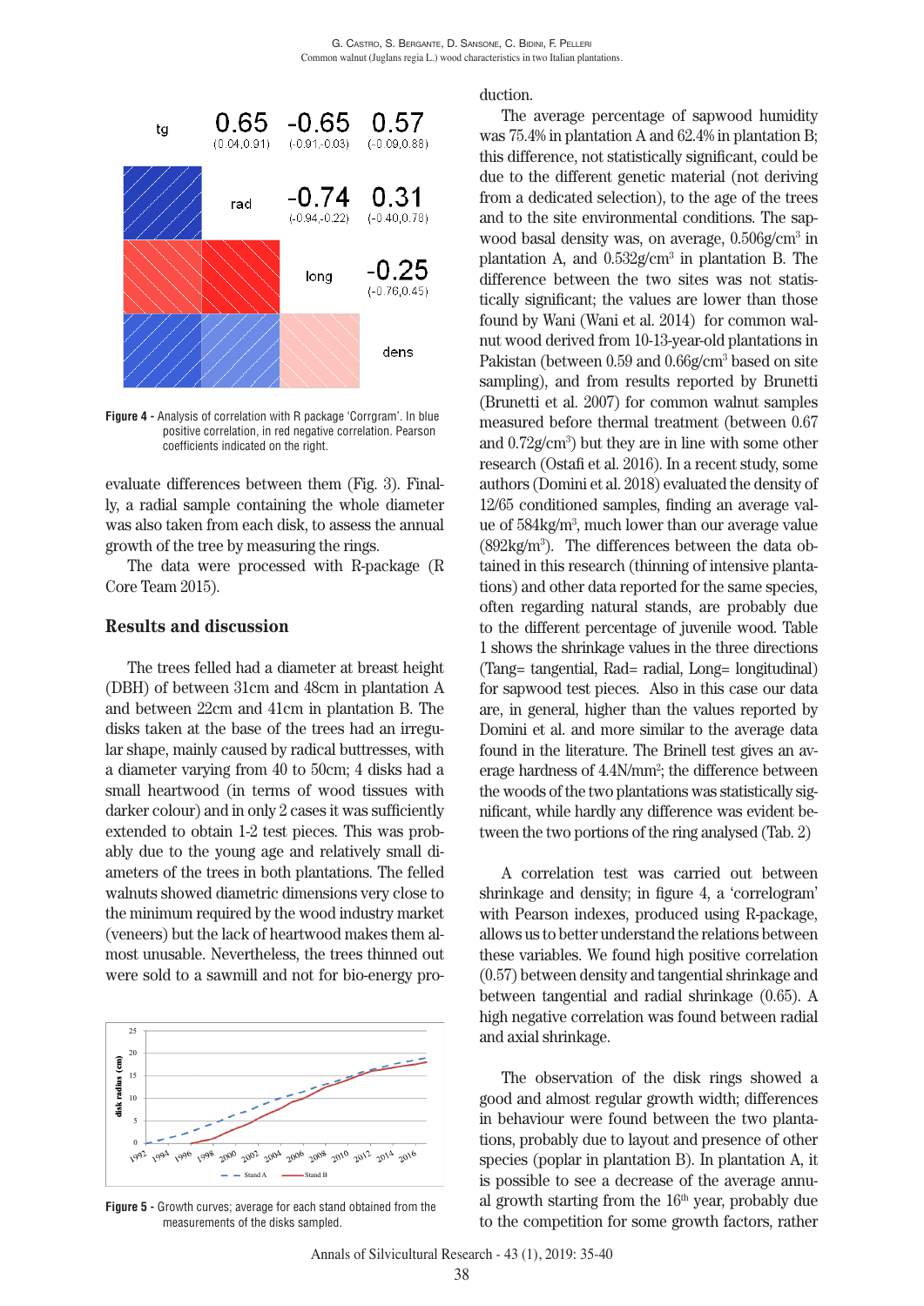**Figure 4** - Analysis of correlation with R package 'Corrgram'. In blue positive correlation, in red negative correlation. Pearson coefficients indicated on the right.

evaluate differences between them (Fig. 3). Finally, a radial sample containing the whole diameter was also taken from each disk, to assess the annual growth of the tree by measuring the rings.

The data were processed with R-package (R Core Team 2015).

## Results and discussion

The trees felled had a diameter at breast height (DBH) of between 31cm and 48cm in plantation A and between 22cm and 41cm in plantation B. The disks taken at the base of the trees had an irregular shape, mainly caused by radical buttresses, with a diameter varying from 40 to 50cm; 4 disks had a small heartwood (in terms of wood tissues with darker colour) and in only 2 cases it was sufficiently extended to obtain 1-2 test pieces. This was probably due to the young age and relatively small diameters of the trees in both plantations. The felled walnuts showed diametric dimensions very close to the minimum required by the wood industry market (veneers) but the lack of heartwood makes them almost unusable. Nevertheless, the trees thinned out were sold to a sawmill and not for bio-energy production.

**Figure 5** - Growth curves; average for each stand obtained from the measurements of the disks sampled.

The average percentage of sapwood humidity was 75.4% in plantation A and 62.4% in plantation B; this difference, not statistically significant, could be due to the different genetic material (not deriving from a dedicated selection), to the age of the trees and to the site environmental conditions. The sapwood basal density was, on average, 0.506g/cm$^3$ in plantation A, and 0.532g/cm$^3$ in plantation B. The difference between the two sites was not statistically significant; the values are lower than those found by Wani (Wani et al. 2014) for common walnut wood derived from 10-13-year-old plantations in Pakistan (between 0.59 and 0.66g/cm$^3$ based on site sampling), and from results reported by Brunetti (Brunetti et al. 2007) for common walnut samples measured before thermal treatment (between 0.67 and 0.72g/cm$^3$) but they are in line with some other research (Ostafi et al. 2016). In a recent study, some authors (Domini et al. 2018) evaluated the density of 12/65 conditioned samples, finding an average value of 584kg/m$^3$, much lower than our average value (892kg/m$^3$). The differences between the data obtained in this research (thinning of intensive plantations) and other data reported for the same species, often regarding natural stands, are probably due to the different percentage of juvenile wood. Table 1 shows the shrinkage values in the three directions (Tang= tangential, Rad= radial, Long= longitudinal) for sapwood test pieces. Also in this case our data are, in general, higher than the values reported by Domini et al. and more similar to the average data found in the literature. The Brinell test gives an average hardness of 4.4N/mm$^2$; the difference between the woods of the two plantations was statistically significant, while hardly any difference was evident between the two portions of the ring analysed (Tab. 2)

A correlation test was carried out between shrinkage and density; in figure 4, a 'correlogram' with Pearson indexes, produced using R-package, allows us to better understand the relations between these variables. We found high positive correlation (0.57) between density and tangential shrinkage and between tangential and radial shrinkage (0.65). A high negative correlation was found between radial and axial shrinkage.

The observation of the disk rings showed a good and almost regular growth width; differences in behaviour were found between the two plantations, probably due to layout and presence of other species (poplar in plantation B). In plantation A, it is possible to see a decrease of the average annual growth starting from the 16$^{th}$ year, probably due to the competition for some growth factors, rather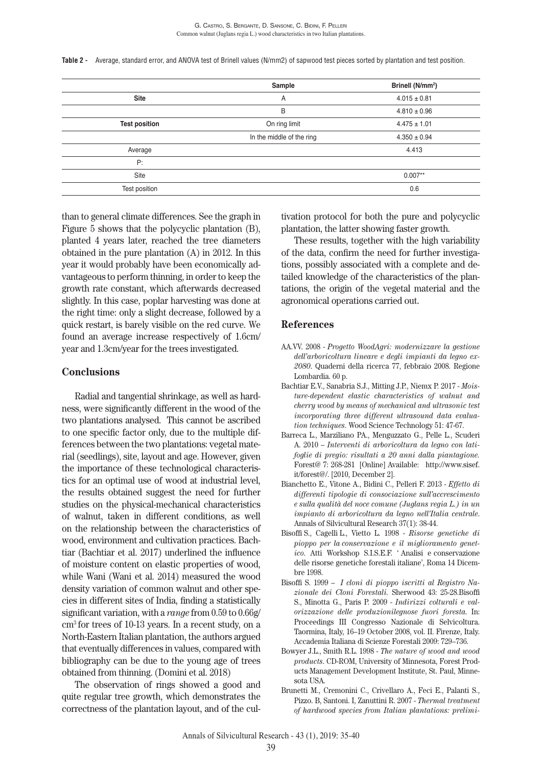**Table 2 -** Average, standard error, and ANOVA test of Brinell values (N/mm2) of sapwood test pieces sorted by plantation and test position.

| | Sample | Brinell (N/mm²) |
|---|---|---|
| **Site** | A | 4.015 ± 0.81 |
| | B | 4.810 ± 0.96 |
| **Test position** | On ring limit | 4.475 ± 1.01 |
| | In the middle of the ring | 4.350 ± 0.94 |
| Average | | 4.413 |
| P: | | |
| Site | | 0.007** |
| Test position | | 0.6 |

than to general climate differences. See the graph in Figure 5 shows that the polycyclic plantation (B), planted 4 years later, reached the tree diameters obtained in the pure plantation (A) in 2012. In this year it would probably have been economically advantageous to perform thinning, in order to keep the growth rate constant, which afterwards decreased slightly. In this case, poplar harvesting was done at the right time: only a slight decrease, followed by a quick restart, is barely visible on the red curve. We found an average increase respectively of 1.6cm/year and 1.3cm/year for the trees investigated.

## Conclusions

Radial and tangential shrinkage, as well as hardness, were significantly different in the wood of the two plantations analysed. This cannot be ascribed to one specific factor only, due to the multiple differences between the two plantations: vegetal material (seedlings), site, layout and age. However, given the importance of these technological characteristics for an optimal use of wood at industrial level, the results obtained suggest the need for further studies on the physical-mechanical characteristics of walnut, taken in different conditions, as well on the relationship between the characteristics of wood, environment and cultivation practices. Bachtiar (Bachtiar et al. 2017) underlined the influence of moisture content on elastic properties of wood, while Wani (Wani et al. 2014) measured the wood density variation of common walnut and other species in different sites of India, finding a statistically significant variation, with a *range* from 0.59 to 0.66g/cm³ for trees of 10-13 years. In a recent study, on a North-Eastern Italian plantation, the authors argued that eventually differences in values, compared with bibliography can be due to the young age of trees obtained from thinning. (Domini et al. 2018)

The observation of rings showed a good and quite regular tree growth, which demonstrates the correctness of the plantation layout, and of the cultivation protocol for both the pure and polycyclic plantation, the latter showing faster growth.

These results, together with the high variability of the data, confirm the need for further investigations, possibly associated with a complete and detailed knowledge of the characteristics of the plantations, the origin of the vegetal material and the agronomical operations carried out.

## References

AA.VV. 2008 - *Progetto WoodAgri: modernizzare la gestione dell'arboricoltura lineare e degli impianti da legno ex-2080*. Quaderni della ricerca 77, febbraio 2008. Regione Lombardia. 60 p.

Bachtiar E.V., Sanabria S.J., Mitting J.P., Niemx P. 2017 - *Moisture-dependent elastic characteristics of walnut and cherry wood by means of mechanical and ultrasonic test incorporating three different ultrasound data evaluation techniques*. Wood Science Technology 51: 47-67.

Barreca L., Marziliano PA., Menguzzato G., Pelle L., Scuderi A. 2010 – *Interventi di arboricoltura da legno con latifoglie di pregio: risultati a 20 anni dalla piantagione.* Forest@ 7: 268-281 [Online] Available: http://www.sisef.it/forest@/. [2010, December 2].

Bianchetto E., Vitone A., Bidini C., Pelleri F. 2013 - *Effetto di differenti tipologie di consociazione sull'accrescimento e sulla qualità del noce comune (Juglans regia L.) in un impianto di arboricoltura da legno nell'Italia centrale*. Annals of Silvicultural Research 37(1): 38-44.

Bisoffi S., Cagelli L., Vietto L. 1998 - *Risorse genetiche di pioppo per la conservazione e il miglioramento genetico*. Atti Workshop S.I.S.E.F. ' Analisi e conservazione delle risorse genetiche forestali italiane', Roma 14 Dicembre 1998.

Bisoffi S. 1999 – *I cloni di pioppo iscritti al Registro Nazionale dei Cloni Forestali*. Sherwood 43: 25-28.Bisoffi S., Minotta G., Paris P. 2009 - *Indirizzi colturali e valorizzazione delle produzionilegnose fuori foresta*. In: Proceedings III Congresso Nazionale di Selvicoltura. Taormina, Italy, 16–19 October 2008, vol. II. Firenze, Italy. Accademia Italiana di Scienze Forestali 2009: 729–736.

Bowyer J.L., Smith R.L. 1998 - *The nature of wood and wood products*. CD-ROM, University of Minnesota, Forest Products Management Development Institute, St. Paul, Minnesota USA.

Brunetti M., Cremonini C., Crivellaro A., Feci E., Palanti S., Pizzo. B, Santoni. I, Zanuttini R. 2007 - *Thermal treatment of hardwood species from Italian plantations: prelimi-*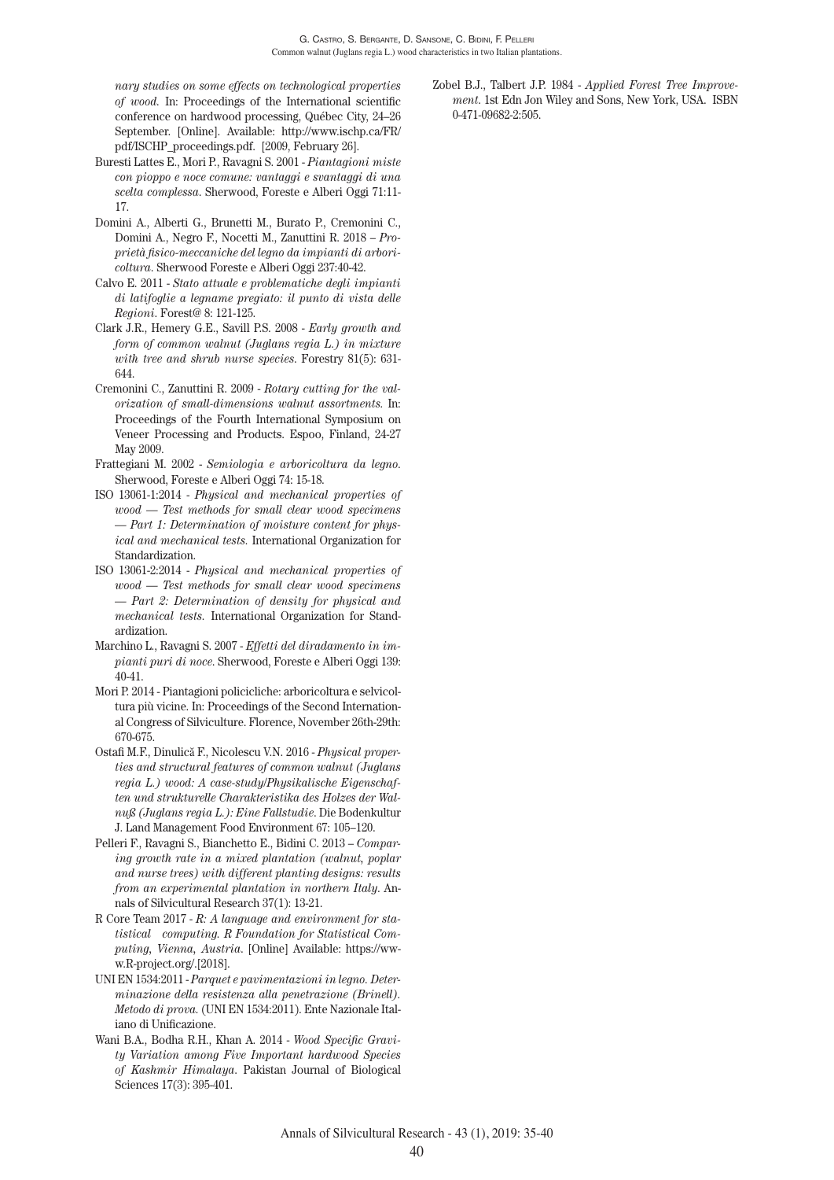*nary studies on some effects on technological properties of wood.* In: Proceedings of the International scientific conference on hardwood processing, Québec City, 24–26 September. [Online]. Available: http://www.ischp.ca/FR/pdf/ISCHP_proceedings.pdf. [2009, February 26].

Buresti Lattes E., Mori P., Ravagni S. 2001 - *Piantagioni miste con pioppo e noce comune: vantaggi e svantaggi di una scelta complessa.* Sherwood, Foreste e Alberi Oggi 71:11-17.

Domini A., Alberti G., Brunetti M., Burato P., Cremonini C., Domini A., Negro F., Nocetti M., Zanuttini R. 2018 – *Proprietà fisico-meccaniche del legno da impianti di arboricoltura.* Sherwood Foreste e Alberi Oggi 237:40-42.

Calvo E. 2011 - *Stato attuale e problematiche degli impianti di latifoglie a legname pregiato: il punto di vista delle Regioni.* Forest@ 8: 121-125.

Clark J.R., Hemery G.E., Savill P.S. 2008 - *Early growth and form of common walnut (Juglans regia L.) in mixture with tree and shrub nurse species.* Forestry 81(5): 631-644.

Cremonini C., Zanuttini R. 2009 - *Rotary cutting for the valorization of small-dimensions walnut assortments.* In: Proceedings of the Fourth International Symposium on Veneer Processing and Products. Espoo, Finland, 24-27 May 2009.

Frattegiani M. 2002 - *Semiologia e arboricoltura da legno.* Sherwood, Foreste e Alberi Oggi 74: 15-18.

ISO 13061-1:2014 - *Physical and mechanical properties of wood — Test methods for small clear wood specimens — Part 1: Determination of moisture content for physical and mechanical tests.* International Organization for Standardization.

ISO 13061-2:2014 - *Physical and mechanical properties of wood — Test methods for small clear wood specimens — Part 2: Determination of density for physical and mechanical tests.* International Organization for Standardization.

Marchino L., Ravagni S. 2007 - *Effetti del diradamento in impianti puri di noce.* Sherwood, Foreste e Alberi Oggi 139: 40-41.

Mori P. 2014 - Piantagioni policicliche: arboricoltura e selvicoltura più vicine. In: Proceedings of the Second International Congress of Silviculture. Florence, November 26th-29th: 670-675.

Ostafi M.F., Dinulică F., Nicolescu V.N. 2016 - *Physical properties and structural features of common walnut (Juglans regia L.) wood: A case-study/Physikalische Eigenschaften und strukturelle Charakteristika des Holzes der Walnuß (Juglans regia L.): Eine Fallstudie.* Die Bodenkultur J. Land Management Food Environment 67: 105–120.

Pelleri F., Ravagni S., Bianchetto E., Bidini C. 2013 – *Comparing growth rate in a mixed plantation (walnut, poplar and nurse trees) with different planting designs: results from an experimental plantation in northern Italy.* Annals of Silvicultural Research 37(1): 13-21.

R Core Team 2017 - *R: A language and environment for statistical computing. R Foundation for Statistical Computing, Vienna, Austria.* [Online] Available: https://www.R-project.org/.[2018].

UNI EN 1534:2011 - *Parquet e pavimentazioni in legno. Determinazione della resistenza alla penetrazione (Brinell). Metodo di prova.* (UNI EN 1534:2011). Ente Nazionale Italiano di Unificazione.

Wani B.A., Bodha R.H., Khan A. 2014 - *Wood Specific Gravity Variation among Five Important hardwood Species of Kashmir Himalaya.* Pakistan Journal of Biological Sciences 17(3): 395-401.

Zobel B.J., Talbert J.P. 1984 - *Applied Forest Tree Improvement.* 1st Edn Jon Wiley and Sons, New York, USA. ISBN 0-471-09682-2:505.